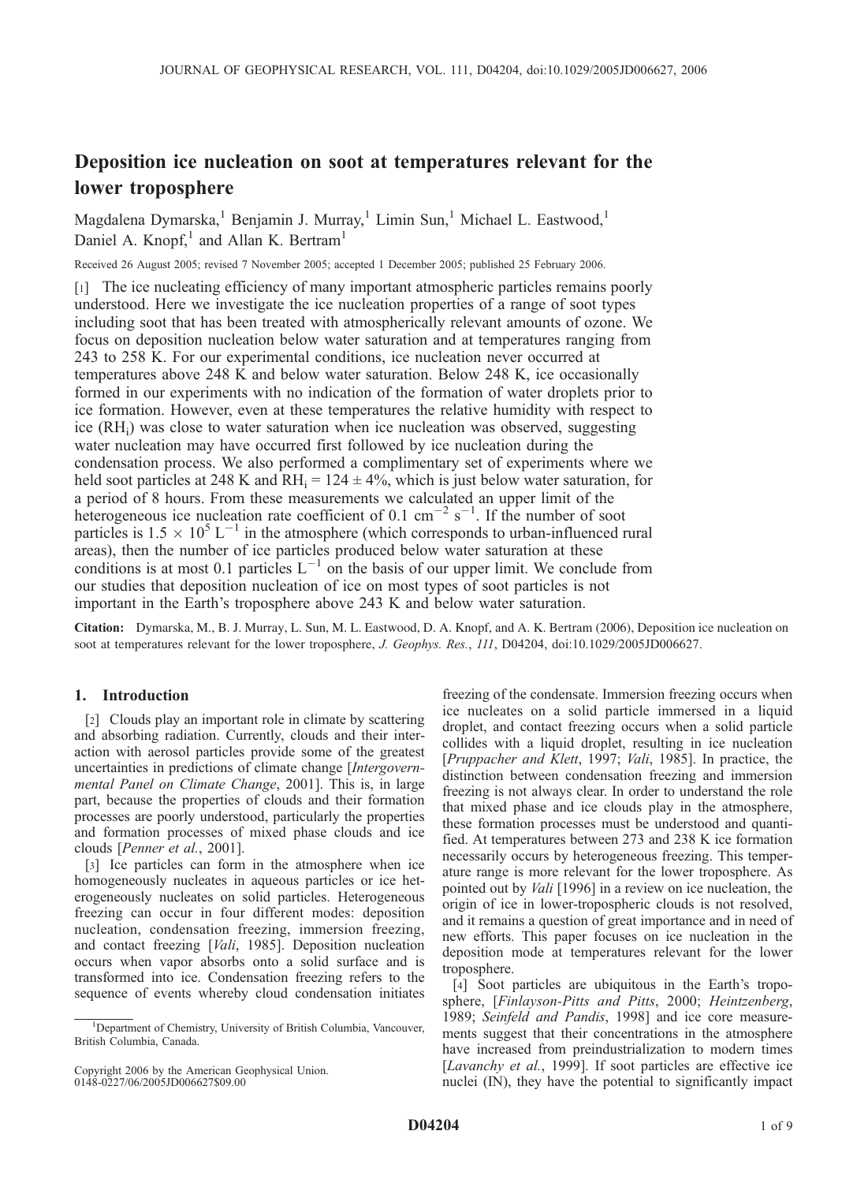# Deposition ice nucleation on soot at temperatures relevant for the lower troposphere

Magdalena Dymarska,[1] Benjamin J. Murray,[1] Limin Sun,[1] Michael L. Eastwood,[1] Daniel A. Knopf,[1] and Allan K. Bertram[1]

Received 26 August 2005; revised 7 November 2005; accepted 1 December 2005; published 25 February 2006.

[1] The ice nucleating efficiency of many important atmospheric particles remains poorly understood. Here we investigate the ice nucleation properties of a range of soot types including soot that has been treated with atmospherically relevant amounts of ozone. We focus on deposition nucleation below water saturation and at temperatures ranging from 243 to 258 K. For our experimental conditions, ice nucleation never occurred at temperatures above 248 K and below water saturation. Below 248 K, ice occasionally formed in our experiments with no indication of the formation of water droplets prior to ice formation. However, even at these temperatures the relative humidity with respect to ice ($RH_i$) was close to water saturation when ice nucleation was observed, suggesting water nucleation may have occurred first followed by ice nucleation during the condensation process. We also performed a complimentary set of experiments where we held soot particles at 248 K and $RH_i = 124 \pm 4\%$, which is just below water saturation, for a period of 8 hours. From these measurements we calculated an upper limit of the heterogeneous ice nucleation rate coefficient of 0.1 $cm^{-2}$ $s^{-1}$. If the number of soot particles is $1.5 \times 10^5$ $L^{-1}$ in the atmosphere (which corresponds to urban-influenced rural areas), then the number of ice particles produced below water saturation at these conditions is at most 0.1 particles $L^{-1}$ on the basis of our upper limit. We conclude from our studies that deposition nucleation of ice on most types of soot particles is not important in the Earth's troposphere above 243 K and below water saturation.

**Citation:** Dymarska, M., B. J. Murray, L. Sun, M. L. Eastwood, D. A. Knopf, and A. K. Bertram (2006), Deposition ice nucleation on soot at temperatures relevant for the lower troposphere, *J. Geophys. Res.*, *111*, D04204, doi:10.1029/2005JD006627.

## 1. Introduction

[2] Clouds play an important role in climate by scattering and absorbing radiation. Currently, clouds and their interaction with aerosol particles provide some of the greatest uncertainties in predictions of climate change [*Intergovernmental Panel on Climate Change*, 2001]. This is, in large part, because the properties of clouds and their formation processes are poorly understood, particularly the properties and formation processes of mixed phase clouds and ice clouds [*Penner et al.*, 2001].

[3] Ice particles can form in the atmosphere when ice homogeneously nucleates in aqueous particles or ice heterogeneously nucleates on solid particles. Heterogeneous freezing can occur in four different modes: deposition nucleation, condensation freezing, immersion freezing, and contact freezing [*Vali*, 1985]. Deposition nucleation occurs when vapor absorbs onto a solid surface and is transformed into ice. Condensation freezing refers to the sequence of events whereby cloud condensation initiates freezing of the condensate. Immersion freezing occurs when ice nucleates on a solid particle immersed in a liquid droplet, and contact freezing occurs when a solid particle collides with a liquid droplet, resulting in ice nucleation [*Pruppacher and Klett*, 1997; *Vali*, 1985]. In practice, the distinction between condensation freezing and immersion freezing is not always clear. In order to understand the role that mixed phase and ice clouds play in the atmosphere, these formation processes must be understood and quantified. At temperatures between 273 and 238 K ice formation necessarily occurs by heterogeneous freezing. This temperature range is more relevant for the lower troposphere. As pointed out by *Vali* [1996] in a review on ice nucleation, the origin of ice in lower-tropospheric clouds is not resolved, and it remains a question of great importance and in need of new efforts. This paper focuses on ice nucleation in the deposition mode at temperatures relevant for the lower troposphere.

[4] Soot particles are ubiquitous in the Earth's troposphere, [*Finlayson-Pitts and Pitts*, 2000; *Heintzenberg*, 1989; *Seinfeld and Pandis*, 1998] and ice core measurements suggest that their concentrations in the atmosphere have increased from preindustrialization to modern times [*Lavanchy et al.*, 1999]. If soot particles are effective ice nuclei (IN), they have the potential to significantly impact

[1] Department of Chemistry, University of British Columbia, Vancouver, British Columbia, Canada.

Copyright 2006 by the American Geophysical Union.
0148-0227/06/2005JD006627$09.00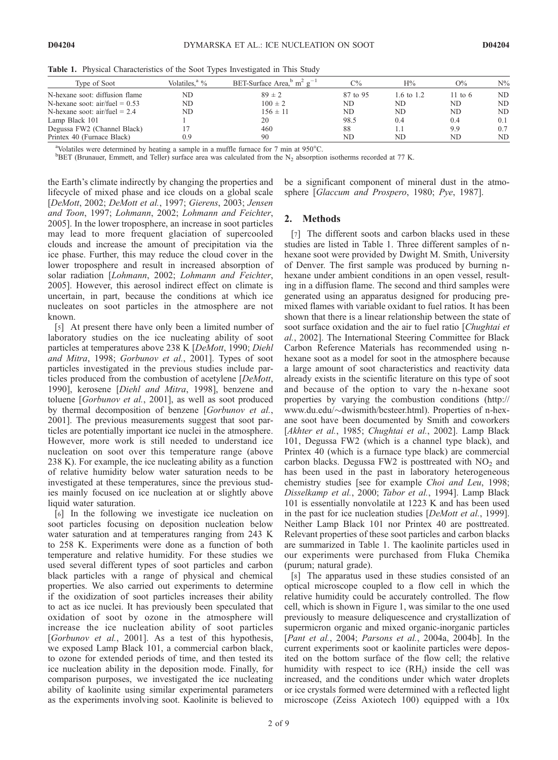**Table 1.** Physical Characteristics of the Soot Types Investigated in This Study

| Type of Soot | Volatiles,[a] % | BET-Surface Area,[b] $m^2$ $g^{-1}$ | C% | H% | O% | N% |
|---|---|---|---|---|---|---|
| N-hexane soot: diffusion flame | ND | $89 \pm 2$ | 87 to 95 | 1.6 to 1.2 | 11 to 6 | ND |
| N-hexane soot: air/fuel = 0.53 | ND | $100 \pm 2$ | ND | ND | ND | ND |
| N-hexane soot: air/fuel = 2.4 | ND | $156 \pm 11$ | ND | ND | ND | ND |
| Lamp Black 101 | 1 | 20 | 98.5 | 0.4 | 0.4 | 0.1 |
| Degussa FW2 (Channel Black) | 17 | 460 | 88 | 1.1 | 9.9 | 0.7 |
| Printex 40 (Furnace Black) | 0.9 | 90 | ND | ND | ND | ND |

[a]Volatiles were determined by heating a sample in a muffle furnace for 7 min at 950°C.
[b]BET (Brunauer, Emmett, and Teller) surface area was calculated from the $N_2$ absorption isotherms recorded at 77 K.

the Earth's climate indirectly by changing the properties and lifecycle of mixed phase and ice clouds on a global scale [*DeMott*, 2002; *DeMott et al.*, 1997; *Gierens*, 2003; *Jensen and Toon*, 1997; *Lohmann*, 2002; *Lohmann and Feichter*, 2005]. In the lower troposphere, an increase in soot particles may lead to more frequent glaciation of supercooled clouds and increase the amount of precipitation via the ice phase. Further, this may reduce the cloud cover in the lower troposphere and result in increased absorption of solar radiation [*Lohmann*, 2002; *Lohmann and Feichter*, 2005]. However, this aerosol indirect effect on climate is uncertain, in part, because the conditions at which ice nucleates on soot particles in the atmosphere are not known.

[5] At present there have only been a limited number of laboratory studies on the ice nucleating ability of soot particles at temperatures above 238 K [*DeMott*, 1990; *Diehl and Mitra*, 1998; *Gorbunov et al.*, 2001]. Types of soot particles investigated in the previous studies include particles produced from the combustion of acetylene [*DeMott*, 1990], kerosene [*Diehl and Mitra*, 1998], benzene and toluene [*Gorbunov et al.*, 2001], as well as soot produced by thermal decomposition of benzene [*Gorbunov et al.*, 2001]. The previous measurements suggest that soot particles are potentially important ice nuclei in the atmosphere. However, more work is still needed to understand ice nucleation on soot over this temperature range (above 238 K). For example, the ice nucleating ability as a function of relative humidity below water saturation needs to be investigated at these temperatures, since the previous studies mainly focused on ice nucleation at or slightly above liquid water saturation.

[6] In the following we investigate ice nucleation on soot particles focusing on deposition nucleation below water saturation and at temperatures ranging from 243 K to 258 K. Experiments were done as a function of both temperature and relative humidity. For these studies we used several different types of soot particles and carbon black particles with a range of physical and chemical properties. We also carried out experiments to determine if the oxidization of soot particles increases their ability to act as ice nuclei. It has previously been speculated that oxidation of soot by ozone in the atmosphere will increase the ice nucleation ability of soot particles [*Gorbunov et al.*, 2001]. As a test of this hypothesis, we exposed Lamp Black 101, a commercial carbon black, to ozone for extended periods of time, and then tested its ice nucleation ability in the deposition mode. Finally, for comparison purposes, we investigated the ice nucleating ability of kaolinite using similar experimental parameters as the experiments involving soot. Kaolinite is believed to be a significant component of mineral dust in the atmosphere [*Glaccum and Prospero*, 1980; *Pye*, 1987].

## 2. Methods

[7] The different soots and carbon blacks used in these studies are listed in Table 1. Three different samples of n-hexane soot were provided by Dwight M. Smith, University of Denver. The first sample was produced by burning n-hexane under ambient conditions in an open vessel, resulting in a diffusion flame. The second and third samples were generated using an apparatus designed for producing premixed flames with variable oxidant to fuel ratios. It has been shown that there is a linear relationship between the state of soot surface oxidation and the air to fuel ratio [*Chughtai et al.*, 2002]. The International Steering Committee for Black Carbon Reference Materials has recommended using n-hexane soot as a model for soot in the atmosphere because a large amount of soot characteristics and reactivity data already exists in the scientific literature on this type of soot and because of the option to vary the n-hexane soot properties by varying the combustion conditions (http://www.du.edu/~dwismith/bcsteer.html). Properties of n-hexane soot have been documented by Smith and coworkers [*Akhter et al.*, 1985; *Chughtai et al.*, 2002]. Lamp Black 101, Degussa FW2 (which is a channel type black), and Printex 40 (which is a furnace type black) are commercial carbon blacks. Degussa FW2 is posttreated with $NO_2$ and has been used in the past in laboratory heterogeneous chemistry studies [see for example *Choi and Leu*, 1998; *Disselkamp et al.*, 2000; *Tabor et al.*, 1994]. Lamp Black 101 is essentially nonvolatile at 1223 K and has been used in the past for ice nucleation studies [*DeMott et al.*, 1999]. Neither Lamp Black 101 nor Printex 40 are posttreated. Relevant properties of these soot particles and carbon blacks are summarized in Table 1. The kaolinite particles used in our experiments were purchased from Fluka Chemika (purum; natural grade).

[8] The apparatus used in these studies consisted of an optical microscope coupled to a flow cell in which the relative humidity could be accurately controlled. The flow cell, which is shown in Figure 1, was similar to the one used previously to measure deliquescence and crystallization of supermicron organic and mixed organic-inorganic particles [*Pant et al.*, 2004; *Parsons et al.*, 2004a, 2004b]. In the current experiments soot or kaolinite particles were deposited on the bottom surface of the flow cell; the relative humidity with respect to ice ($RH_i$) inside the cell was increased, and the conditions under which water droplets or ice crystals formed were determined with a reflected light microscope (Zeiss Axiotech 100) equipped with a 10x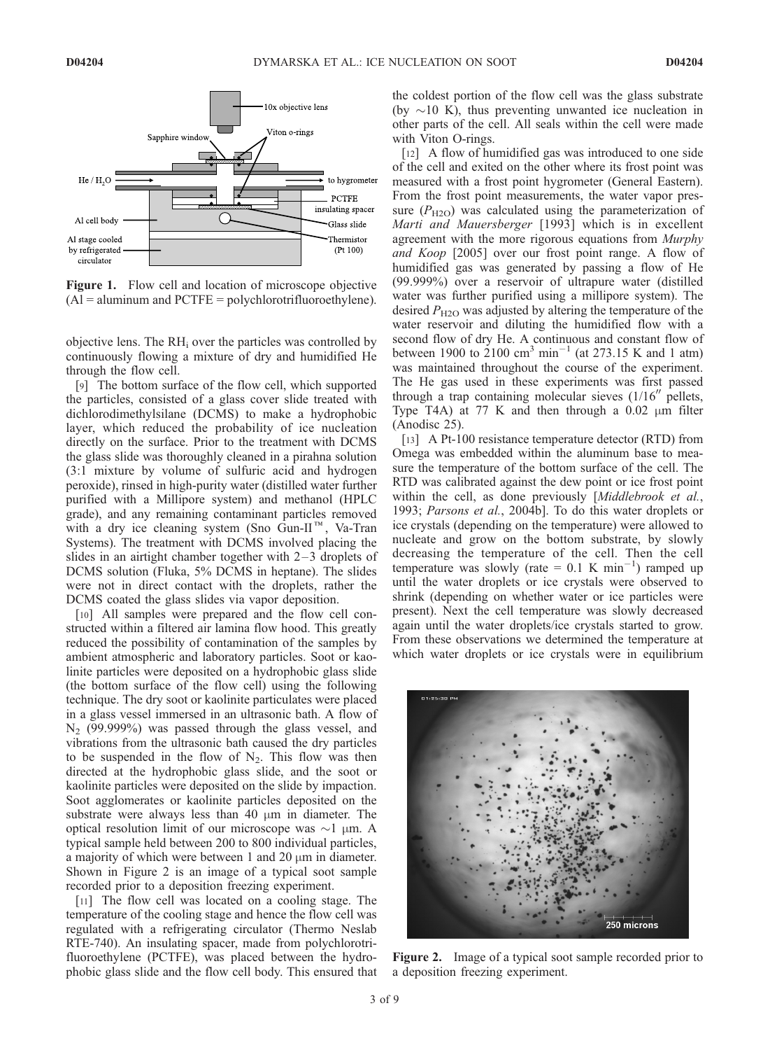**Figure 1.** Flow cell and location of microscope objective (Al = aluminum and PCTFE = polychlorotrifluoroethylene).

objective lens. The $RH_i$ over the particles was controlled by continuously flowing a mixture of dry and humidified He through the flow cell.

[9] The bottom surface of the flow cell, which supported the particles, consisted of a glass cover slide treated with dichlorodimethylsilane (DCMS) to make a hydrophobic layer, which reduced the probability of ice nucleation directly on the surface. Prior to the treatment with DCMS the glass slide was thoroughly cleaned in a piranha solution (3:1 mixture by volume of sulfuric acid and hydrogen peroxide), rinsed in high-purity water (distilled water further purified with a Millipore system) and methanol (HPLC grade), and any remaining contaminant particles removed with a dry ice cleaning system (Sno Gun-II™, Va-Tran Systems). The treatment with DCMS involved placing the slides in an airtight chamber together with 2–3 droplets of DCMS solution (Fluka, 5% DCMS in heptane). The slides were not in direct contact with the droplets, rather the DCMS coated the glass slides via vapor deposition.

[10] All samples were prepared and the flow cell constructed within a filtered air lamina flow hood. This greatly reduced the possibility of contamination of the samples by ambient atmospheric and laboratory particles. Soot or kaolinite particles were deposited on a hydrophobic glass slide (the bottom surface of the flow cell) using the following technique. The dry soot or kaolinite particulates were placed in a glass vessel immersed in an ultrasonic bath. A flow of $N_2$ (99.999%) was passed through the glass vessel, and vibrations from the ultrasonic bath caused the dry particles to be suspended in the flow of $N_2$. This flow was then directed at the hydrophobic glass slide, and the soot or kaolinite particles were deposited on the slide by impaction. Soot agglomerates or kaolinite particles deposited on the substrate were always less than 40 μm in diameter. The optical resolution limit of our microscope was ~1 μm. A typical sample held between 200 to 800 individual particles, a majority of which were between 1 and 20 μm in diameter. Shown in Figure 2 is an image of a typical soot sample recorded prior to a deposition freezing experiment.

[11] The flow cell was located on a cooling stage. The temperature of the cooling stage and hence the flow cell was regulated with a refrigerating circulator (Thermo Neslab RTE-740). An insulating spacer, made from polychlorotrifluoroethylene (PCTFE), was placed between the hydrophobic glass slide and the flow cell body. This ensured that the coldest portion of the flow cell was the glass substrate (by ~10 K), thus preventing unwanted ice nucleation in other parts of the cell. All seals within the cell were made with Viton O-rings.

[12] A flow of humidified gas was introduced to one side of the cell and exited on the other where its frost point was measured with a frost point hygrometer (General Eastern). From the frost point measurements, the water vapor pressure ($P_{H2O}$) was calculated using the parameterization of *Marti and Mauersberger* [1993] which is in excellent agreement with the more rigorous equations from *Murphy and Koop* [2005] over our frost point range. A flow of humidified gas was generated by passing a flow of He (99.999%) over a reservoir of ultrapure water (distilled water was further purified using a millipore system). The desired $P_{H2O}$ was adjusted by altering the temperature of the water reservoir and diluting the humidified flow with a second flow of dry He. A continuous and constant flow of between 1900 to 2100 $cm^3\ min^{-1}$ (at 273.15 K and 1 atm) was maintained throughout the course of the experiment. The He gas used in these experiments was first passed through a trap containing molecular sieves (1/16″ pellets, Type T4A) at 77 K and then through a 0.02 μm filter (Anodisc 25).

[13] A Pt-100 resistance temperature detector (RTD) from Omega was embedded within the aluminum base to measure the temperature of the bottom surface of the cell. The RTD was calibrated against the dew point or ice frost point within the cell, as done previously [*Middlebrook et al.*, 1993; *Parsons et al.*, 2004b]. To do this water droplets or ice crystals (depending on the temperature) were allowed to nucleate and grow on the bottom substrate, by slowly decreasing the temperature of the cell. Then the cell temperature was slowly (rate = 0.1 K $min^{-1}$) ramped up until the water droplets or ice crystals were observed to shrink (depending on whether water or ice particles were present). Next the cell temperature was slowly decreased again until the water droplets/ice crystals started to grow. From these observations we determined the temperature at which water droplets or ice crystals were in equilibrium

**Figure 2.** Image of a typical soot sample recorded prior to a deposition freezing experiment.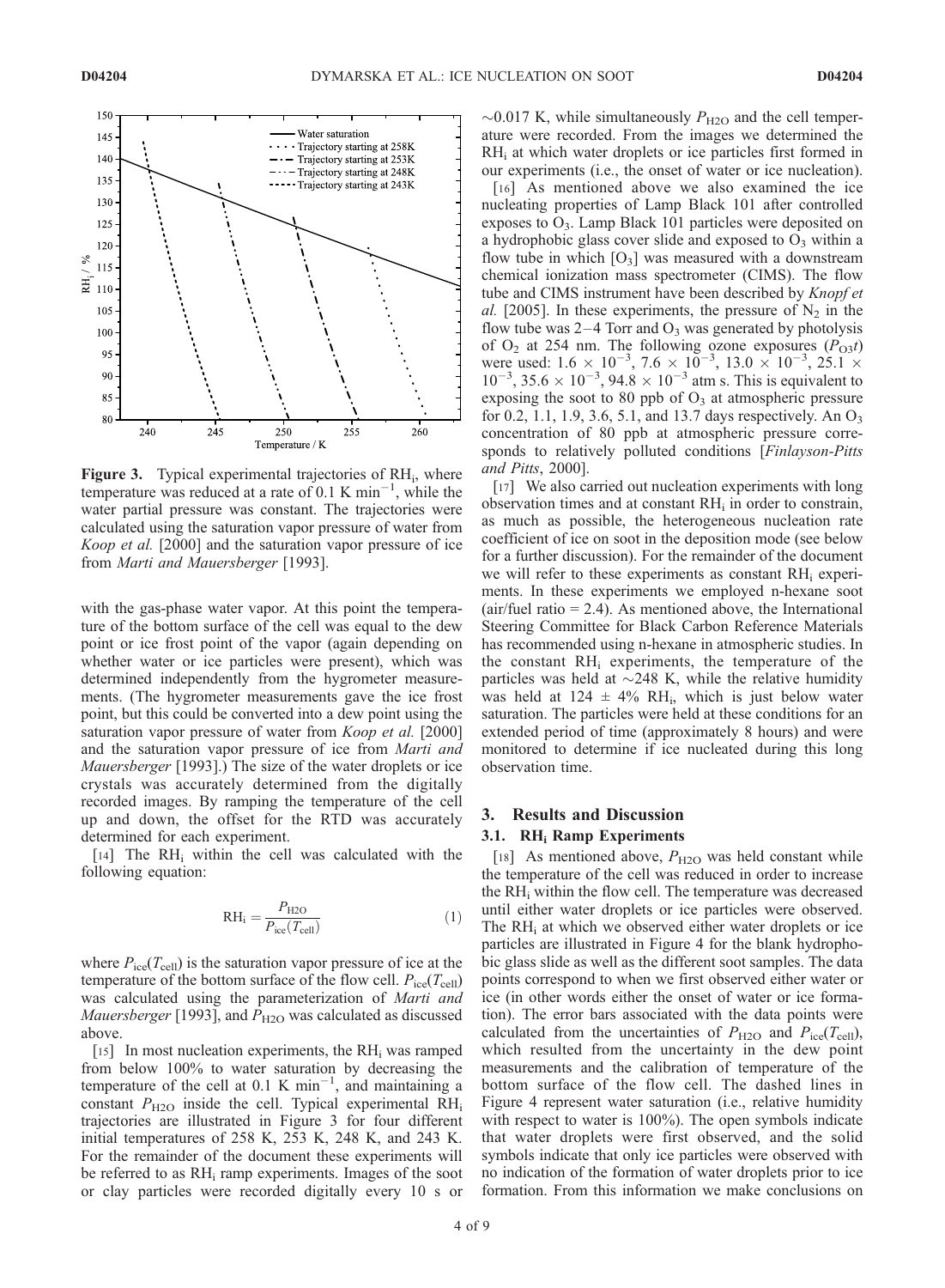**Figure 3.** Typical experimental trajectories of $RH_i$, where temperature was reduced at a rate of 0.1 K $min^{-1}$, while the water partial pressure was constant. The trajectories were calculated using the saturation vapor pressure of water from *Koop et al.* [2000] and the saturation vapor pressure of ice from *Marti and Mauersberger* [1993].

with the gas-phase water vapor. At this point the temperature of the bottom surface of the cell was equal to the dew point or ice frost point of the vapor (again depending on whether water or ice particles were present), which was determined independently from the hygrometer measurements. (The hygrometer measurements gave the ice frost point, but this could be converted into a dew point using the saturation vapor pressure of water from *Koop et al.* [2000] and the saturation vapor pressure of ice from *Marti and Mauersberger* [1993].) The size of the water droplets or ice crystals was accurately determined from the digitally recorded images. By ramping the temperature of the cell up and down, the offset for the RTD was accurately determined for each experiment.

[14] The $RH_i$ within the cell was calculated with the following equation:

$$RH_i = \frac{P_{H2O}}{P_{ice}(T_{cell})} \tag{1}$$

where $P_{ice}(T_{cell})$ is the saturation vapor pressure of ice at the temperature of the bottom surface of the flow cell. $P_{ice}(T_{cell})$ was calculated using the parameterization of *Marti and Mauersberger* [1993], and $P_{H2O}$ was calculated as discussed above.

[15] In most nucleation experiments, the $RH_i$ was ramped from below 100% to water saturation by decreasing the temperature of the cell at 0.1 K $min^{-1}$, and maintaining a constant $P_{H2O}$ inside the cell. Typical experimental $RH_i$ trajectories are illustrated in Figure 3 for four different initial temperatures of 258 K, 253 K, 248 K, and 243 K. For the remainder of the document these experiments will be referred to as $RH_i$ ramp experiments. Images of the soot or clay particles were recorded digitally every 10 s or ~0.017 K, while simultaneously $P_{H2O}$ and the cell temperature were recorded. From the images we determined the $RH_i$ at which water droplets or ice particles first formed in our experiments (i.e., the onset of water or ice nucleation).

[16] As mentioned above we also examined the ice nucleating properties of Lamp Black 101 after controlled exposes to $O_3$. Lamp Black 101 particles were deposited on a hydrophobic glass cover slide and exposed to $O_3$ within a flow tube in which $[O_3]$ was measured with a downstream chemical ionization mass spectrometer (CIMS). The flow tube and CIMS instrument have been described by *Knopf et al.* [2005]. In these experiments, the pressure of $N_2$ in the flow tube was 2–4 Torr and $O_3$ was generated by photolysis of $O_2$ at 254 nm. The following ozone exposures ($P_{O3}t$) were used: $1.6 \times 10^{-3}$, $7.6 \times 10^{-3}$, $13.0 \times 10^{-3}$, $25.1 \times 10^{-3}$, $35.6 \times 10^{-3}$, $94.8 \times 10^{-3}$ atm s. This is equivalent to exposing the soot to 80 ppb of $O_3$ at atmospheric pressure for 0.2, 1.1, 1.9, 3.6, 5.1, and 13.7 days respectively. An $O_3$ concentration of 80 ppb at atmospheric pressure corresponds to relatively polluted conditions [*Finlayson-Pitts and Pitts*, 2000].

[17] We also carried out nucleation experiments with long observation times and at constant $RH_i$ in order to constrain, as much as possible, the heterogeneous nucleation rate coefficient of ice on soot in the deposition mode (see below for a further discussion). For the remainder of the document we will refer to these experiments as constant $RH_i$ experiments. In these experiments we employed n-hexane soot (air/fuel ratio = 2.4). As mentioned above, the International Steering Committee for Black Carbon Reference Materials has recommended using n-hexane in atmospheric studies. In the constant $RH_i$ experiments, the temperature of the particles was held at ~248 K, while the relative humidity was held at 124 ± 4% $RH_i$, which is just below water saturation. The particles were held at these conditions for an extended period of time (approximately 8 hours) and were monitored to determine if ice nucleated during this long observation time.

## 3. Results and Discussion

### 3.1. $RH_i$ Ramp Experiments

[18] As mentioned above, $P_{H2O}$ was held constant while the temperature of the cell was reduced in order to increase the $RH_i$ within the flow cell. The temperature was decreased until either water droplets or ice particles were observed. The $RH_i$ at which we observed either water droplets or ice particles are illustrated in Figure 4 for the blank hydrophobic glass slide as well as the different soot samples. The data points correspond to when we first observed either water or ice (in other words either the onset of water or ice formation). The error bars associated with the data points were calculated from the uncertainties of $P_{H2O}$ and $P_{ice}(T_{cell})$, which resulted from the uncertainty in the dew point measurements and the calibration of temperature of the bottom surface of the flow cell. The dashed lines in Figure 4 represent water saturation (i.e., relative humidity with respect to water is 100%). The open symbols indicate that water droplets were first observed, and the solid symbols indicate that only ice particles were observed with no indication of the formation of water droplets prior to ice formation. From this information we make conclusions on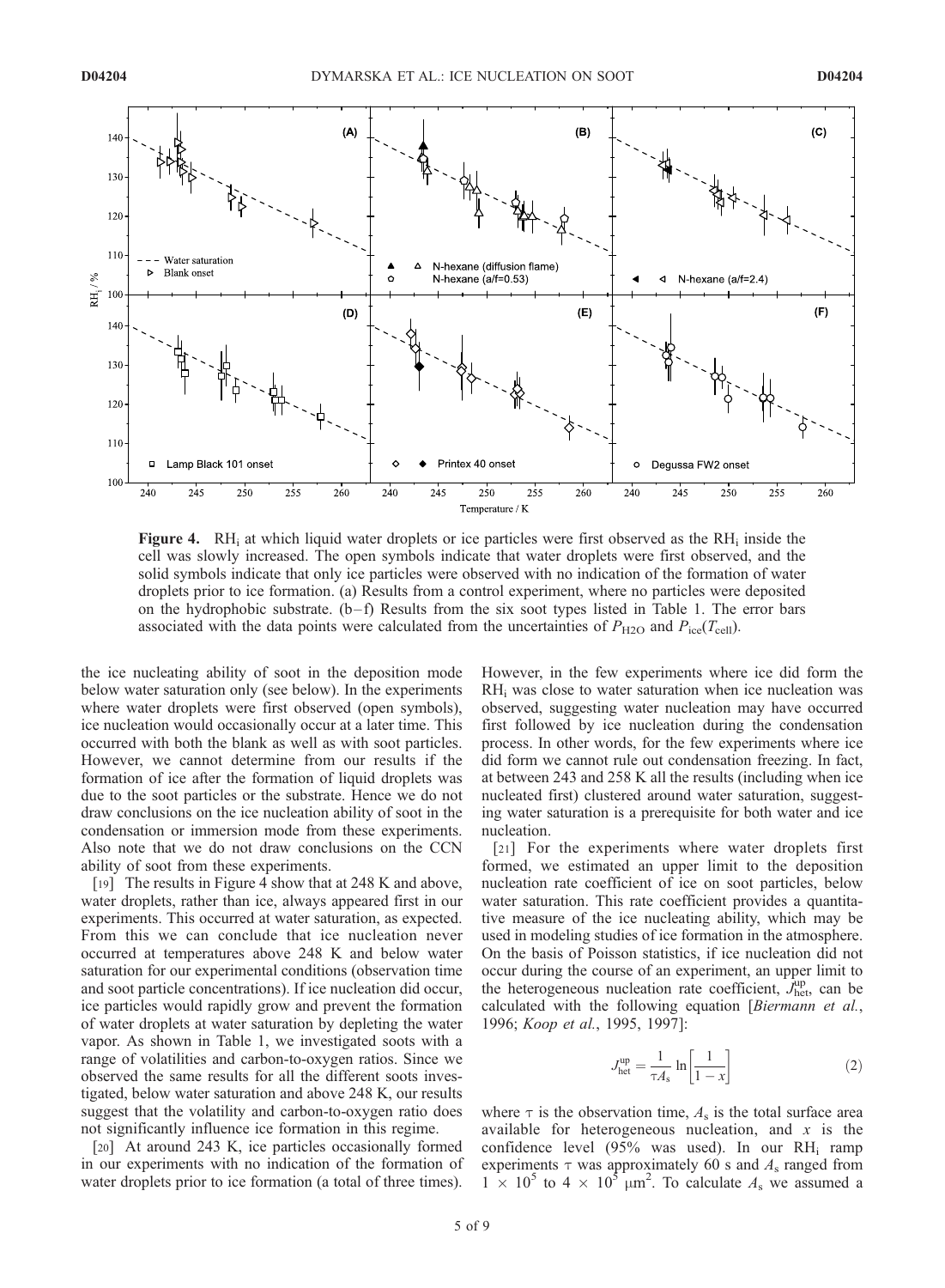**Figure 4.** $RH_i$ at which liquid water droplets or ice particles were first observed as the $RH_i$ inside the cell was slowly increased. The open symbols indicate that water droplets were first observed, and the solid symbols indicate that only ice particles were observed with no indication of the formation of water droplets prior to ice formation. (a) Results from a control experiment, where no particles were deposited on the hydrophobic substrate. (b–f) Results from the six soot types listed in Table 1. The error bars associated with the data points were calculated from the uncertainties of $P_{H2O}$ and $P_{ice}(T_{cell})$.

the ice nucleating ability of soot in the deposition mode below water saturation only (see below). In the experiments where water droplets were first observed (open symbols), ice nucleation would occasionally occur at a later time. This occurred with both the blank as well as with soot particles. However, we cannot determine from our results if the formation of ice after the formation of liquid droplets was due to the soot particles or the substrate. Hence we do not draw conclusions on the ice nucleation ability of soot in the condensation or immersion mode from these experiments. Also note that we do not draw conclusions on the CCN ability of soot from these experiments.

[19] The results in Figure 4 show that at 248 K and above, water droplets, rather than ice, always appeared first in our experiments. This occurred at water saturation, as expected. From this we can conclude that ice nucleation never occurred at temperatures above 248 K and below water saturation for our experimental conditions (observation time and soot particle concentrations). If ice nucleation did occur, ice particles would rapidly grow and prevent the formation of water droplets at water saturation by depleting the water vapor. As shown in Table 1, we investigated soots with a range of volatilities and carbon-to-oxygen ratios. Since we observed the same results for all the different soots investigated, below water saturation and above 248 K, our results suggest that the volatility and carbon-to-oxygen ratio does not significantly influence ice formation in this regime.

[20] At around 243 K, ice particles occasionally formed in our experiments with no indication of the formation of water droplets prior to ice formation (a total of three times). However, in the few experiments where ice did form the $RH_i$ was close to water saturation when ice nucleation was observed, suggesting water nucleation may have occurred first followed by ice nucleation during the condensation process. In other words, for the few experiments where ice did form we cannot rule out condensation freezing. In fact, at between 243 and 258 K all the results (including when ice nucleated first) clustered around water saturation, suggesting water saturation is a prerequisite for both water and ice nucleation.

[21] For the experiments where water droplets first formed, we estimated an upper limit to the deposition nucleation rate coefficient of ice on soot particles, below water saturation. This rate coefficient provides a quantitative measure of the ice nucleating ability, which may be used in modeling studies of ice formation in the atmosphere. On the basis of Poisson statistics, if ice nucleation did not occur during the course of an experiment, an upper limit to the heterogeneous nucleation rate coefficient, $J_{het}^{up}$, can be calculated with the following equation [*Biermann et al.*, 1996; *Koop et al.*, 1995, 1997]:

$$J_{het}^{up} = \frac{1}{\tau A_s} \ln\left[\frac{1}{1-x}\right] \tag{2}$$

where $\tau$ is the observation time, $A_s$ is the total surface area available for heterogeneous nucleation, and $x$ is the confidence level (95% was used). In our $RH_i$ ramp experiments $\tau$ was approximately 60 s and $A_s$ ranged from $1 \times 10^5$ to $4 \times 10^5$ $\mu m^2$. To calculate $A_s$ we assumed a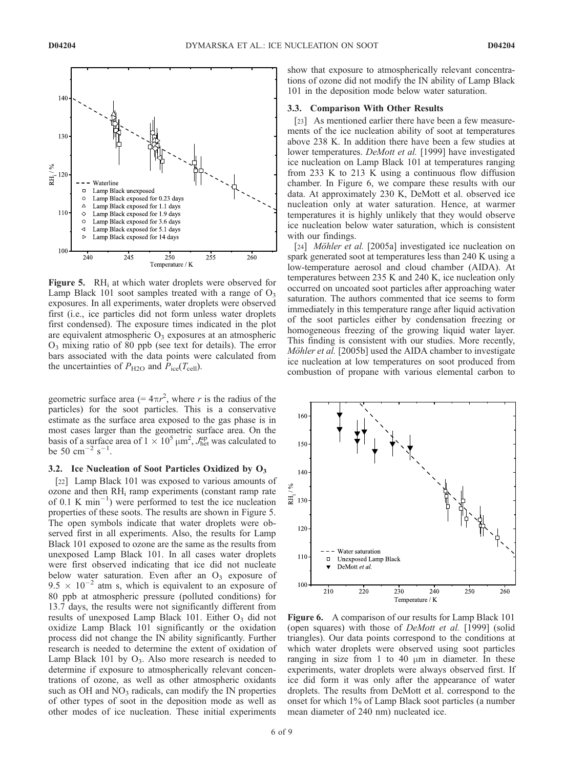**Figure 5.** $RH_i$ at which water droplets were observed for Lamp Black 101 soot samples treated with a range of $O_3$ exposures. In all experiments, water droplets were observed first (i.e., ice particles did not form unless water droplets first condensed). The exposure times indicated in the plot are equivalent atmospheric $O_3$ exposures at an atmospheric $O_3$ mixing ratio of 80 ppb (see text for details). The error bars associated with the data points were calculated from the uncertainties of $P_{H2O}$ and $P_{ice}(T_{cell})$.

geometric surface area ($= 4\pi r^2$, where $r$ is the radius of the particles) for the soot particles. This is a conservative estimate as the surface area exposed to the gas phase is in most cases larger than the geometric surface area. On the basis of a surface area of $1 \times 10^5$ μm$^2$, $J_{het}^{up}$ was calculated to be 50 cm$^{-2}$ s$^{-1}$.

### 3.2. Ice Nucleation of Soot Particles Oxidized by $O_3$

[22] Lamp Black 101 was exposed to various amounts of ozone and then $RH_i$ ramp experiments (constant ramp rate of 0.1 K min$^{-1}$) were performed to test the ice nucleation properties of these soots. The results are shown in Figure 5. The open symbols indicate that water droplets were observed first in all experiments. Also, the results for Lamp Black 101 exposed to ozone are the same as the results from unexposed Lamp Black 101. In all cases water droplets were first observed indicating that ice did not nucleate below water saturation. Even after an $O_3$ exposure of $9.5 \times 10^{-2}$ atm s, which is equivalent to an exposure of 80 ppb at atmospheric pressure (polluted conditions) for 13.7 days, the results were not significantly different from results of unexposed Lamp Black 101. Either $O_3$ did not oxidize Lamp Black 101 significantly or the oxidation process did not change the IN ability significantly. Further research is needed to determine the extent of oxidation of Lamp Black 101 by $O_3$. Also more research is needed to determine if exposure to atmospherically relevant concentrations of ozone, as well as other atmospheric oxidants such as OH and $NO_3$ radicals, can modify the IN properties of other types of soot in the deposition mode as well as other modes of ice nucleation. These initial experiments show that exposure to atmospherically relevant concentrations of ozone did not modify the IN ability of Lamp Black 101 in the deposition mode below water saturation.

### 3.3. Comparison With Other Results

[23] As mentioned earlier there have been a few measurements of the ice nucleation ability of soot at temperatures above 238 K. In addition there have been a few studies at lower temperatures. *DeMott et al.* [1999] have investigated ice nucleation on Lamp Black 101 at temperatures ranging from 233 K to 213 K using a continuous flow diffusion chamber. In Figure 6, we compare these results with our data. At approximately 230 K, DeMott et al. observed ice nucleation only at water saturation. Hence, at warmer temperatures it is highly unlikely that they would observe ice nucleation below water saturation, which is consistent with our findings.

[24] *Möhler et al.* [2005a] investigated ice nucleation on spark generated soot at temperatures less than 240 K using a low-temperature aerosol and cloud chamber (AIDA). At temperatures between 235 K and 240 K, ice nucleation only occurred on uncoated soot particles after approaching water saturation. The authors commented that ice seems to form immediately in this temperature range after liquid activation of the soot particles either by condensation freezing or homogeneous freezing of the growing liquid water layer. This finding is consistent with our studies. More recently, *Möhler et al.* [2005b] used the AIDA chamber to investigate ice nucleation at low temperatures on soot produced from combustion of propane with various elemental carbon to

**Figure 6.** A comparison of our results for Lamp Black 101 (open squares) with those of *DeMott et al.* [1999] (solid triangles). Our data points correspond to the conditions at which water droplets were observed using soot particles ranging in size from 1 to 40 μm in diameter. In these experiments, water droplets were always observed first. If ice did form it was only after the appearance of water droplets. The results from DeMott et al. correspond to the onset for which 1% of Lamp Black soot particles (a number mean diameter of 240 nm) nucleated ice.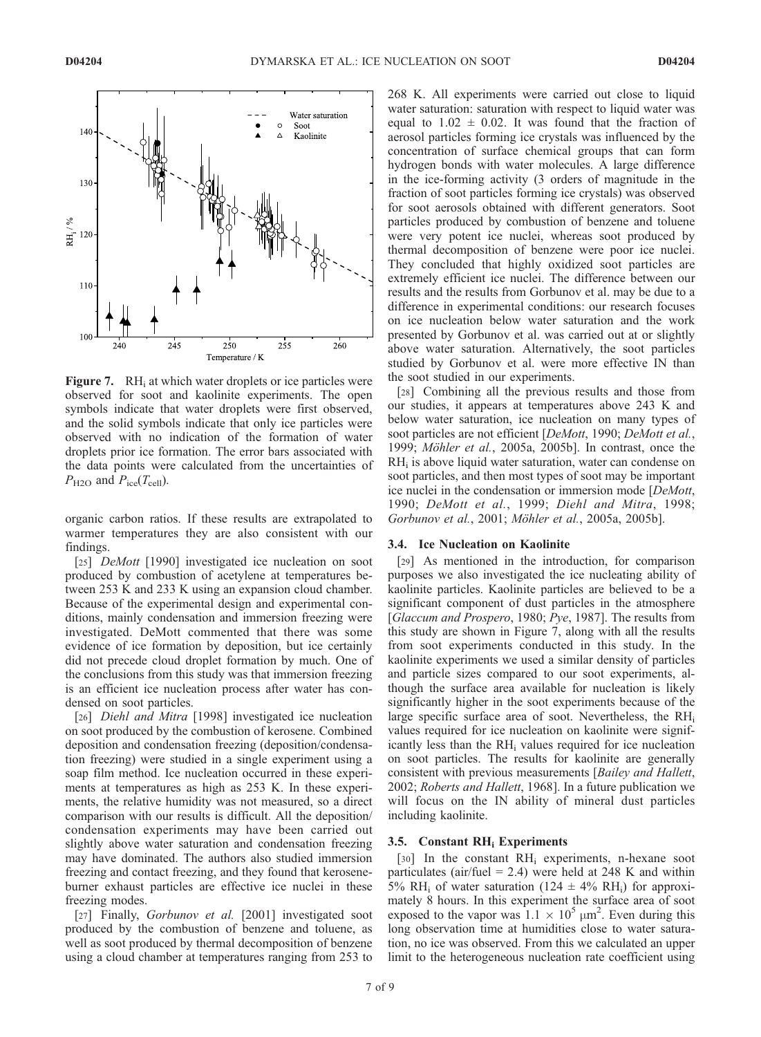**Figure 7.** $RH_i$ at which water droplets or ice particles were observed for soot and kaolinite experiments. The open symbols indicate that water droplets were first observed, and the solid symbols indicate that only ice particles were observed with no indication of the formation of water droplets prior ice formation. The error bars associated with the data points were calculated from the uncertainties of $P_{H2O}$ and $P_{ice}(T_{cell})$.

organic carbon ratios. If these results are extrapolated to warmer temperatures they are also consistent with our findings.

[25] *DeMott* [1990] investigated ice nucleation on soot produced by combustion of acetylene at temperatures between 253 K and 233 K using an expansion cloud chamber. Because of the experimental design and experimental conditions, mainly condensation and immersion freezing were investigated. DeMott commented that there was some evidence of ice formation by deposition, but ice certainly did not precede cloud droplet formation by much. One of the conclusions from this study was that immersion freezing is an efficient ice nucleation process after water has condensed on soot particles.

[26] *Diehl and Mitra* [1998] investigated ice nucleation on soot produced by the combustion of kerosene. Combined deposition and condensation freezing (deposition/condensation freezing) were studied in a single experiment using a soap film method. Ice nucleation occurred in these experiments at temperatures as high as 253 K. In these experiments, the relative humidity was not measured, so a direct comparison with our results is difficult. All the deposition/condensation experiments may have been carried out slightly above water saturation and condensation freezing may have dominated. The authors also studied immersion freezing and contact freezing, and they found that kerosene-burner exhaust particles are effective ice nuclei in these freezing modes.

[27] Finally, *Gorbunov et al.* [2001] investigated soot produced by the combustion of benzene and toluene, as well as soot produced by thermal decomposition of benzene using a cloud chamber at temperatures ranging from 253 to 268 K. All experiments were carried out close to liquid water saturation: saturation with respect to liquid water was equal to $1.02 \pm 0.02$. It was found that the fraction of aerosol particles forming ice crystals was influenced by the concentration of surface chemical groups that can form hydrogen bonds with water molecules. A large difference in the ice-forming activity (3 orders of magnitude in the fraction of soot particles forming ice crystals) was observed for soot aerosols obtained with different generators. Soot particles produced by combustion of benzene and toluene were very potent ice nuclei, whereas soot produced by thermal decomposition of benzene were poor ice nuclei. They concluded that highly oxidized soot particles are extremely efficient ice nuclei. The difference between our results and the results from Gorbunov et al. may be due to a difference in experimental conditions: our research focuses on ice nucleation below water saturation and the work presented by Gorbunov et al. was carried out at or slightly above water saturation. Alternatively, the soot particles studied by Gorbunov et al. were more effective IN than the soot studied in our experiments.

[28] Combining all the previous results and those from our studies, it appears at temperatures above 243 K and below water saturation, ice nucleation on many types of soot particles are not efficient [*DeMott*, 1990; *DeMott et al.*, 1999; *Möhler et al.*, 2005a, 2005b]. In contrast, once the $RH_i$ is above liquid water saturation, water can condense on soot particles, and then most types of soot may be important ice nuclei in the condensation or immersion mode [*DeMott*, 1990; *DeMott et al.*, 1999; *Diehl and Mitra*, 1998; *Gorbunov et al.*, 2001; *Möhler et al.*, 2005a, 2005b].

### 3.4. Ice Nucleation on Kaolinite

[29] As mentioned in the introduction, for comparison purposes we also investigated the ice nucleating ability of kaolinite particles. Kaolinite particles are believed to be a significant component of dust particles in the atmosphere [*Glaccum and Prospero*, 1980; *Pye*, 1987]. The results from this study are shown in Figure 7, along with all the results from soot experiments conducted in this study. In the kaolinite experiments we used a similar density of particles and particle sizes compared to our soot experiments, although the surface area available for nucleation is likely significantly higher in the soot experiments because of the large specific surface area of soot. Nevertheless, the $RH_i$ values required for ice nucleation on kaolinite were significantly less than the $RH_i$ values required for ice nucleation on soot particles. The results for kaolinite are generally consistent with previous measurements [*Bailey and Hallett*, 2002; *Roberts and Hallett*, 1968]. In a future publication we will focus on the IN ability of mineral dust particles including kaolinite.

### 3.5. Constant $RH_i$ Experiments

[30] In the constant $RH_i$ experiments, n-hexane soot particulates (air/fuel = 2.4) were held at 248 K and within 5% $RH_i$ of water saturation ($124 \pm 4\%$ $RH_i$) for approximately 8 hours. In this experiment the surface area of soot exposed to the vapor was $1.1 \times 10^5$ $\mu m^2$. Even during this long observation time at humidities close to water saturation, no ice was observed. From this we calculated an upper limit to the heterogeneous nucleation rate coefficient using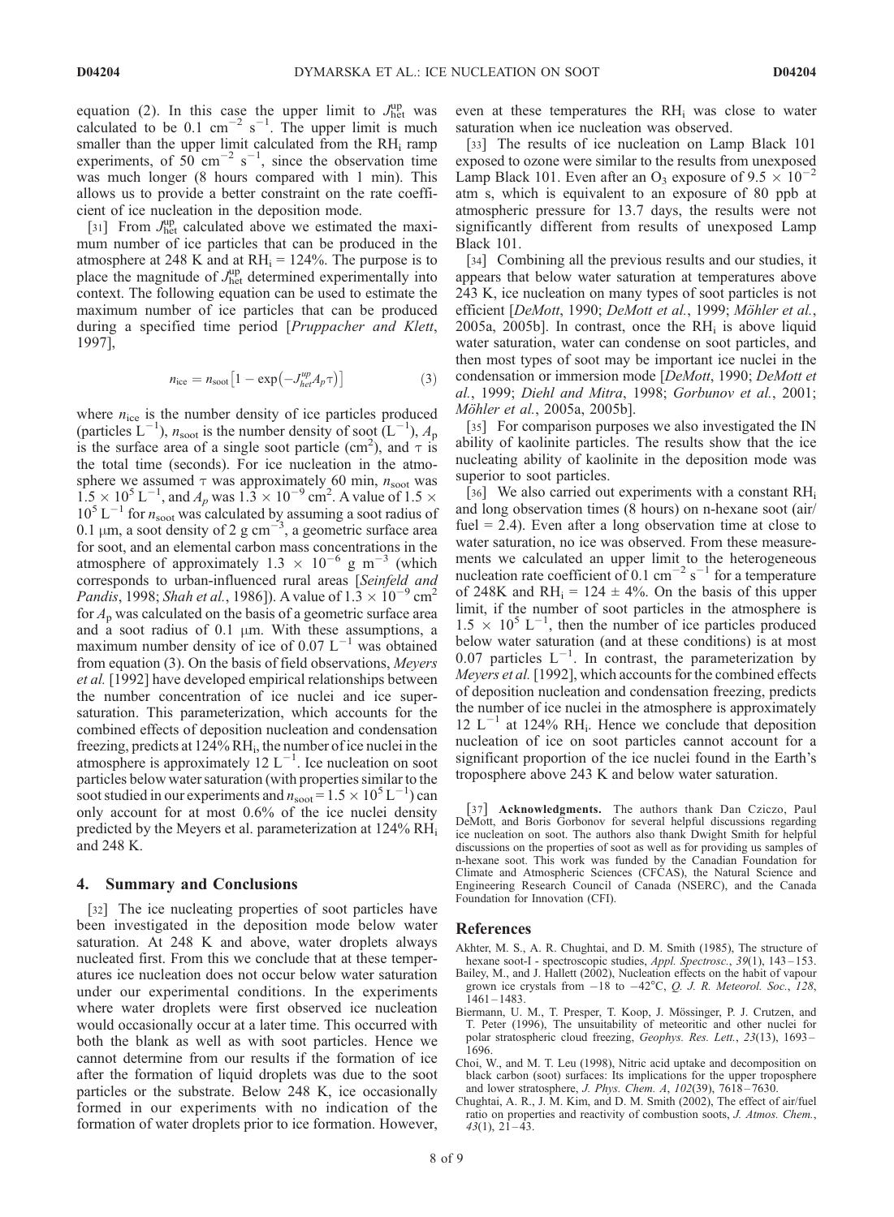equation (2). In this case the upper limit to $J_{het}^{up}$ was calculated to be 0.1 $cm^{-2}$ $s^{-1}$. The upper limit is much smaller than the upper limit calculated from the $RH_i$ ramp experiments, of 50 $cm^{-2}$ $s^{-1}$, since the observation time was much longer (8 hours compared with 1 min). This allows us to provide a better constraint on the rate coefficient of ice nucleation in the deposition mode.

[31] From $J_{het}^{up}$ calculated above we estimated the maximum number of ice particles that can be produced in the atmosphere at 248 K and at $RH_i$ = 124%. The purpose is to place the magnitude of $J_{het}^{up}$ determined experimentally into context. The following equation can be used to estimate the maximum number of ice particles that can be produced during a specified time period [*Pruppacher and Klett*, 1997],

$$n_{ice} = n_{soot}\left[1 - \exp\left(-J_{het}^{up} A_p \tau\right)\right] \quad (3)$$

where $n_{ice}$ is the number density of ice particles produced (particles $L^{-1}$), $n_{soot}$ is the number density of soot ($L^{-1}$), $A_p$ is the surface area of a single soot particle ($cm^2$), and $\tau$ is the total time (seconds). For ice nucleation in the atmosphere we assumed $\tau$ was approximately 60 min, $n_{soot}$ was $1.5 \times 10^5$ $L^{-1}$, and $A_p$ was $1.3 \times 10^{-9}$ $cm^2$. A value of $1.5 \times 10^5$ $L^{-1}$ for $n_{soot}$ was calculated by assuming a soot radius of 0.1 μm, a soot density of 2 g $cm^{-3}$, a geometric surface area for soot, and an elemental carbon mass concentrations in the atmosphere of approximately $1.3 \times 10^{-6}$ g $m^{-3}$ (which corresponds to urban-influenced rural areas [*Seinfeld and Pandis*, 1998; *Shah et al.*, 1986]). A value of $1.3 \times 10^{-9}$ $cm^2$ for $A_p$ was calculated on the basis of a geometric surface area and a soot radius of 0.1 μm. With these assumptions, a maximum number density of ice of 0.07 $L^{-1}$ was obtained from equation (3). On the basis of field observations, *Meyers et al.* [1992] have developed empirical relationships between the number concentration of ice nuclei and ice supersaturation. This parameterization, which accounts for the combined effects of deposition nucleation and condensation freezing, predicts at 124% $RH_i$, the number of ice nuclei in the atmosphere is approximately 12 $L^{-1}$. Ice nucleation on soot particles below water saturation (with properties similar to the soot studied in our experiments and $n_{soot} = 1.5 \times 10^5$ $L^{-1}$) can only account for at most 0.6% of the ice nuclei density predicted by the Meyers et al. parameterization at 124% $RH_i$ and 248 K.

## 4. Summary and Conclusions

[32] The ice nucleating properties of soot particles have been investigated in the deposition mode below water saturation. At 248 K and above, water droplets always nucleated first. From this we conclude that at these temperatures ice nucleation does not occur below water saturation under our experimental conditions. In the experiments where water droplets were first observed ice nucleation would occasionally occur at a later time. This occurred with both the blank as well as with soot particles. Hence we cannot determine from our results if the formation of ice after the formation of liquid droplets was due to the soot particles or the substrate. Below 248 K, ice occasionally formed in our experiments with no indication of the formation of water droplets prior to ice formation. However, even at these temperatures the $RH_i$ was close to water saturation when ice nucleation was observed.

[33] The results of ice nucleation on Lamp Black 101 exposed to ozone were similar to the results from unexposed Lamp Black 101. Even after an $O_3$ exposure of $9.5 \times 10^{-2}$ atm s, which is equivalent to an exposure of 80 ppb at atmospheric pressure for 13.7 days, the results were not significantly different from results of unexposed Lamp Black 101.

[34] Combining all the previous results and our studies, it appears that below water saturation at temperatures above 243 K, ice nucleation on many types of soot particles is not efficient [*DeMott*, 1990; *DeMott et al.*, 1999; *Möhler et al.*, 2005a, 2005b]. In contrast, once the $RH_i$ is above liquid water saturation, water can condense on soot particles, and then most types of soot may be important ice nuclei in the condensation or immersion mode [*DeMott*, 1990; *DeMott et al.*, 1999; *Diehl and Mitra*, 1998; *Gorbunov et al.*, 2001; *Möhler et al.*, 2005a, 2005b].

[35] For comparison purposes we also investigated the IN ability of kaolinite particles. The results show that the ice nucleating ability of kaolinite in the deposition mode was superior to soot particles.

[36] We also carried out experiments with a constant $RH_i$ and long observation times (8 hours) on n-hexane soot (air/fuel = 2.4). Even after a long observation time at close to water saturation, no ice was observed. From these measurements we calculated an upper limit to the heterogeneous nucleation rate coefficient of 0.1 $cm^{-2}$ $s^{-1}$ for a temperature of 248K and $RH_i$ = 124 ± 4%. On the basis of this upper limit, if the number of soot particles in the atmosphere is $1.5 \times 10^5$ $L^{-1}$, then the number of ice particles produced below water saturation (and at these conditions) is at most 0.07 particles $L^{-1}$. In contrast, the parameterization by *Meyers et al.* [1992], which accounts for the combined effects of deposition nucleation and condensation freezing, predicts the number of ice nuclei in the atmosphere is approximately 12 $L^{-1}$ at 124% $RH_i$. Hence we conclude that deposition nucleation of ice on soot particles cannot account for a significant proportion of the ice nuclei found in the Earth's troposphere above 243 K and below water saturation.

[37] **Acknowledgments.** The authors thank Dan Cziczo, Paul DeMott, and Boris Gorbonov for several helpful discussions regarding ice nucleation on soot. The authors also thank Dwight Smith for helpful discussions on the properties of soot as well as for providing us samples of n-hexane soot. This work was funded by the Canadian Foundation for Climate and Atmospheric Sciences (CFCAS), the Natural Science and Engineering Research Council of Canada (NSERC), and the Canada Foundation for Innovation (CFI).

## References

Akhter, M. S., A. R. Chughtai, and D. M. Smith (1985), The structure of hexane soot-I - spectroscopic studies, *Appl. Spectrosc.*, *39*(1), 143–153.

Bailey, M., and J. Hallett (2002), Nucleation effects on the habit of vapour grown ice crystals from −18 to −42°C, *Q. J. R. Meteorol. Soc.*, *128*, 1461–1483.

Biermann, U. M., T. Presper, T. Koop, J. Mössinger, P. J. Crutzen, and T. Peter (1996), The unsuitability of meteoritic and other nuclei for polar stratospheric cloud freezing, *Geophys. Res. Lett.*, *23*(13), 1693–1696.

Choi, W., and M. T. Leu (1998), Nitric acid uptake and decomposition on black carbon (soot) surfaces: Its implications for the upper troposphere and lower stratosphere, *J. Phys. Chem. A*, *102*(39), 7618–7630.

Chughtai, A. R., J. M. Kim, and D. M. Smith (2002), The effect of air/fuel ratio on properties and reactivity of combustion soots, *J. Atmos. Chem.*, *43*(1), 21–43.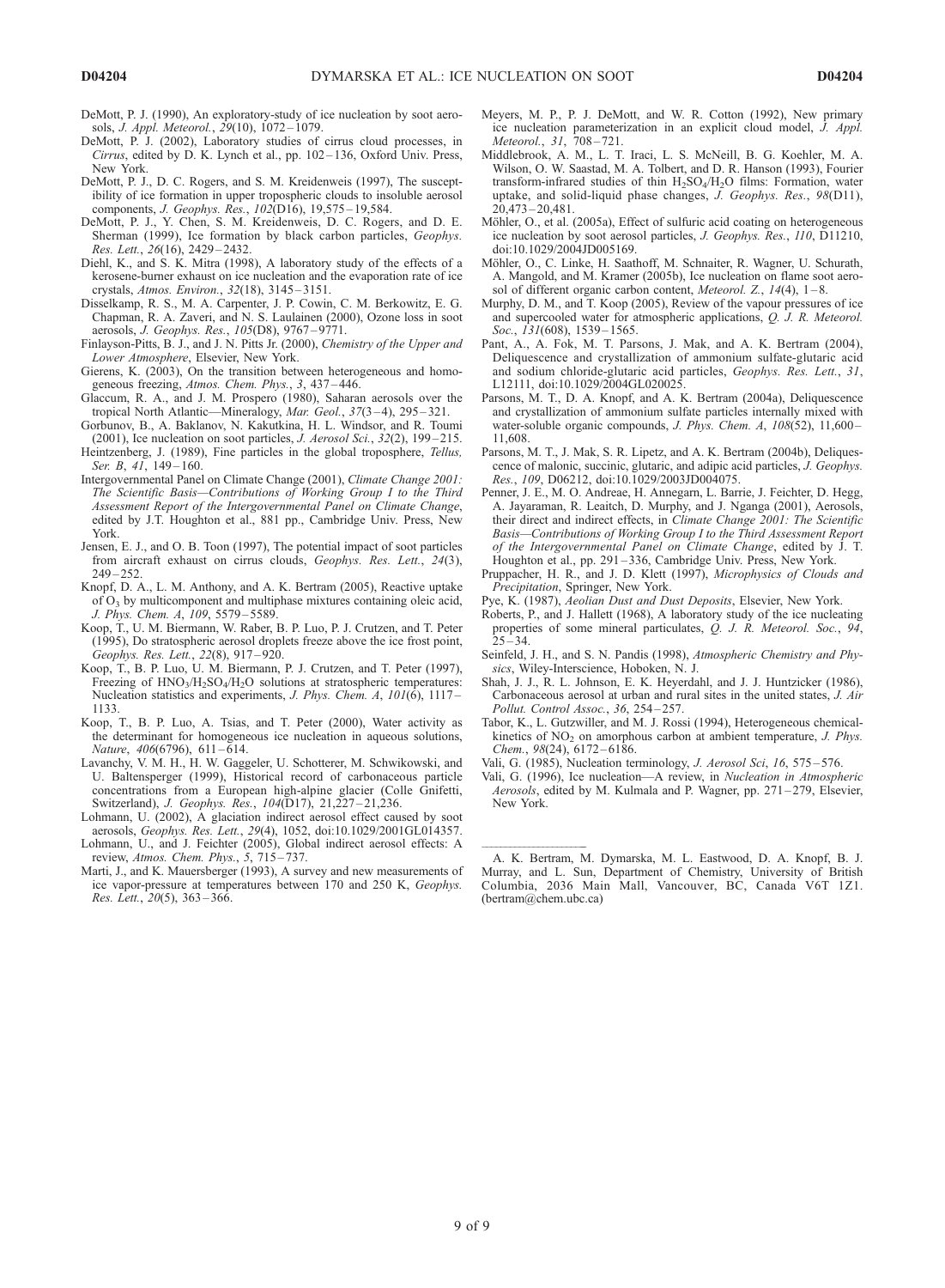DeMott, P. J. (1990), An exploratory-study of ice nucleation by soot aerosols, *J. Appl. Meteorol.*, *29*(10), 1072–1079.

DeMott, P. J. (2002), Laboratory studies of cirrus cloud processes, in *Cirrus*, edited by D. K. Lynch et al., pp. 102–136, Oxford Univ. Press, New York.

DeMott, P. J., D. C. Rogers, and S. M. Kreidenweis (1997), The susceptibility of ice formation in upper tropospheric clouds to insoluble aerosol components, *J. Geophys. Res.*, *102*(D16), 19,575–19,584.

DeMott, P. J., Y. Chen, S. M. Kreidenweis, D. C. Rogers, and D. E. Sherman (1999), Ice formation by black carbon particles, *Geophys. Res. Lett.*, *26*(16), 2429–2432.

Diehl, K., and S. K. Mitra (1998), A laboratory study of the effects of a kerosene-burner exhaust on ice nucleation and the evaporation rate of ice crystals, *Atmos. Environ.*, *32*(18), 3145–3151.

Disselkamp, R. S., M. A. Carpenter, J. P. Cowin, C. M. Berkowitz, E. G. Chapman, R. A. Zaveri, and N. S. Laulainen (2000), Ozone loss in soot aerosols, *J. Geophys. Res.*, *105*(D8), 9767–9771.

Finlayson-Pitts, B. J., and J. N. Pitts Jr. (2000), *Chemistry of the Upper and Lower Atmosphere*, Elsevier, New York.

Gierens, K. (2003), On the transition between heterogeneous and homogeneous freezing, *Atmos. Chem. Phys.*, *3*, 437–446.

Glaccum, R. A., and J. M. Prospero (1980), Saharan aerosols over the tropical North Atlantic—Mineralogy, *Mar. Geol.*, *37*(3–4), 295–321.

Gorbunov, B., A. Baklanov, N. Kakutkina, H. L. Windsor, and R. Toumi (2001), Ice nucleation on soot particles, *J. Aerosol Sci.*, *32*(2), 199–215.

Heintzenberg, J. (1989), Fine particles in the global troposphere, *Tellus, Ser. B*, *41*, 149–160.

Intergovernmental Panel on Climate Change (2001), *Climate Change 2001: The Scientific Basis—Contributions of Working Group I to the Third Assessment Report of the Intergovernmental Panel on Climate Change*, edited by J.T. Houghton et al., 881 pp., Cambridge Univ. Press, New York.

Jensen, E. J., and O. B. Toon (1997), The potential impact of soot particles from aircraft exhaust on cirrus clouds, *Geophys. Res. Lett.*, *24*(3), 249–252.

Knopf, D. A., L. M. Anthony, and A. K. Bertram (2005), Reactive uptake of $O_3$ by multicomponent and multiphase mixtures containing oleic acid, *J. Phys. Chem. A*, *109*, 5579–5589.

Koop, T., U. M. Biermann, W. Raber, B. P. Luo, P. J. Crutzen, and T. Peter (1995), Do stratospheric aerosol droplets freeze above the ice frost point, *Geophys. Res. Lett.*, *22*(8), 917–920.

Koop, T., B. P. Luo, U. M. Biermann, P. J. Crutzen, and T. Peter (1997), Freezing of $HNO_3/H_2SO_4/H_2O$ solutions at stratospheric temperatures: Nucleation statistics and experiments, *J. Phys. Chem. A*, *101*(6), 1117–1133.

Koop, T., B. P. Luo, A. Tsias, and T. Peter (2000), Water activity as the determinant for homogeneous ice nucleation in aqueous solutions, *Nature*, *406*(6796), 611–614.

Lavanchy, V. M. H., H. W. Gaggeler, U. Schotterer, M. Schwikowski, and U. Baltensperger (1999), Historical record of carbonaceous particle concentrations from a European high-alpine glacier (Colle Gnifetti, Switzerland), *J. Geophys. Res.*, *104*(D17), 21,227–21,236.

Lohmann, U. (2002), A glaciation indirect aerosol effect caused by soot aerosols, *Geophys. Res. Lett.*, *29*(4), 1052, doi:10.1029/2001GL014357.

Lohmann, U., and J. Feichter (2005), Global indirect aerosol effects: A review, *Atmos. Chem. Phys.*, *5*, 715–737.

Marti, J., and K. Mauersberger (1993), A survey and new measurements of ice vapor-pressure at temperatures between 170 and 250 K, *Geophys. Res. Lett.*, *20*(5), 363–366.

Meyers, M. P., P. J. DeMott, and W. R. Cotton (1992), New primary ice nucleation parameterization in an explicit cloud model, *J. Appl. Meteorol.*, *31*, 708–721.

Middlebrook, A. M., L. T. Iraci, L. S. McNeill, B. G. Koehler, M. A. Wilson, O. W. Saastad, M. A. Tolbert, and D. R. Hanson (1993), Fourier transform-infrared studies of thin $H_2SO_4/H_2O$ films: Formation, water uptake, and solid-liquid phase changes, *J. Geophys. Res.*, *98*(D11), 20,473–20,481.

Möhler, O., et al. (2005a), Effect of sulfuric acid coating on heterogeneous ice nucleation by soot aerosol particles, *J. Geophys. Res.*, *110*, D11210, doi:10.1029/2004JD005169.

Möhler, O., C. Linke, H. Saathoff, M. Schnaiter, R. Wagner, U. Schurath, A. Mangold, and M. Kramer (2005b), Ice nucleation on flame soot aerosol of different organic carbon content, *Meteorol. Z.*, *14*(4), 1–8.

Murphy, D. M., and T. Koop (2005), Review of the vapour pressures of ice and supercooled water for atmospheric applications, *Q. J. R. Meteorol. Soc.*, *131*(608), 1539–1565.

Pant, A., A. Fok, M. T. Parsons, J. Mak, and A. K. Bertram (2004), Deliquescence and crystallization of ammonium sulfate-glutaric acid and sodium chloride-glutaric acid particles, *Geophys. Res. Lett.*, *31*, L12111, doi:10.1029/2004GL020025.

Parsons, M. T., D. A. Knopf, and A. K. Bertram (2004a), Deliquescence and crystallization of ammonium sulfate particles internally mixed with water-soluble organic compounds, *J. Phys. Chem. A*, *108*(52), 11,600–11,608.

Parsons, M. T., J. Mak, S. R. Lipetz, and A. K. Bertram (2004b), Deliquescence of malonic, succinic, glutaric, and adipic acid particles, *J. Geophys. Res.*, *109*, D06212, doi:10.1029/2003JD004075.

Penner, J. E., M. O. Andreae, H. Annegarn, L. Barrie, J. Feichter, D. Hegg, A. Jayaraman, R. Leaitch, D. Murphy, and J. Nganga (2001), Aerosols, their direct and indirect effects, in *Climate Change 2001: The Scientific Basis—Contributions of Working Group I to the Third Assessment Report of the Intergovernmental Panel on Climate Change*, edited by J. T. Houghton et al., pp. 291–336, Cambridge Univ. Press, New York.

Pruppacher, H. R., and J. D. Klett (1997), *Microphysics of Clouds and Precipitation*, Springer, New York.

Pye, K. (1987), *Aeolian Dust and Dust Deposits*, Elsevier, New York.

Roberts, P., and J. Hallett (1968), A laboratory study of the ice nucleating properties of some mineral particulates, *Q. J. R. Meteorol. Soc.*, *94*, 25–34.

Seinfeld, J. H., and S. N. Pandis (1998), *Atmospheric Chemistry and Physics*, Wiley-Interscience, Hoboken, N. J.

Shah, J. J., R. L. Johnson, E. K. Heyerdahl, and J. J. Huntzicker (1986), Carbonaceous aerosol at urban and rural sites in the united states, *J. Air Pollut. Control Assoc.*, *36*, 254–257.

Tabor, K., L. Gutzwiller, and M. J. Rossi (1994), Heterogeneous chemical-kinetics of $NO_2$ on amorphous carbon at ambient temperature, *J. Phys. Chem.*, *98*(24), 6172–6186.

Vali, G. (1985), Nucleation terminology, *J. Aerosol Sci*, *16*, 575–576.

Vali, G. (1996), Ice nucleation—A review, in *Nucleation in Atmospheric Aerosols*, edited by M. Kulmala and P. Wagner, pp. 271–279, Elsevier, New York.

---

A. K. Bertram, M. Dymarska, M. L. Eastwood, D. A. Knopf, B. J. Murray, and L. Sun, Department of Chemistry, University of British Columbia, 2036 Main Mall, Vancouver, BC, Canada V6T 1Z1. (bertram@chem.ubc.ca)